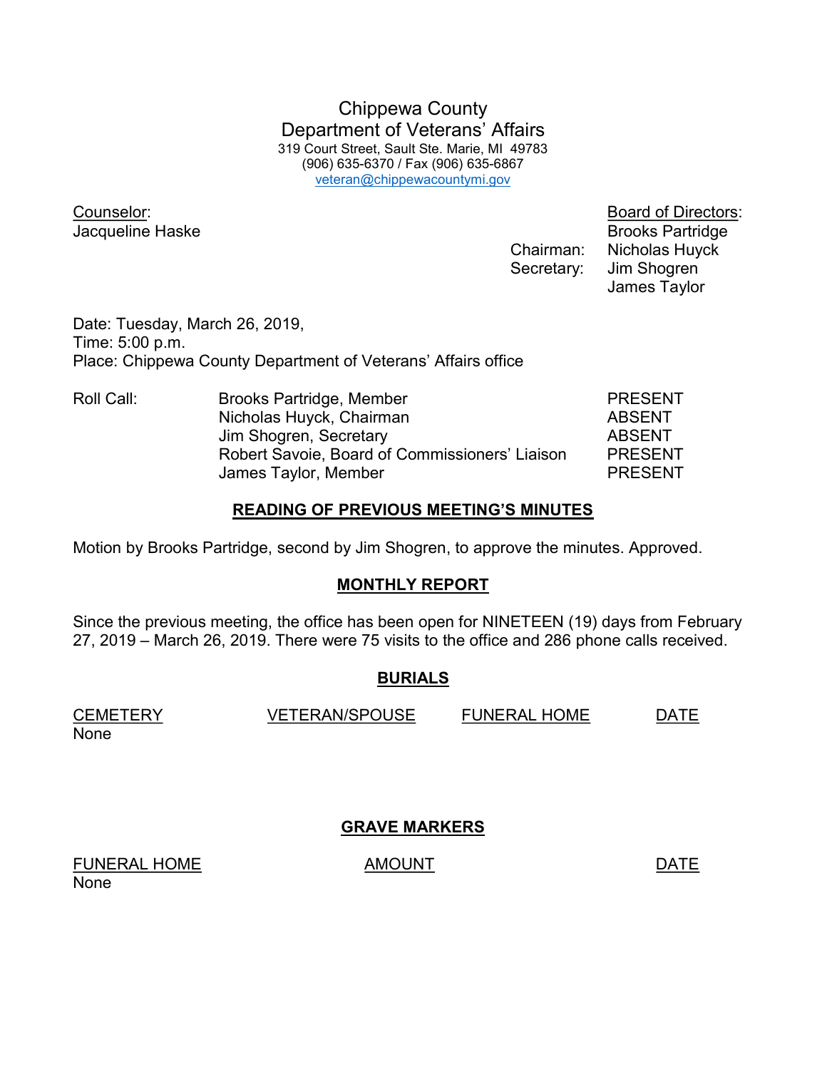# Chippewa County
# Department of Veterans' Affairs

319 Court Street, Sault Ste. Marie, MI 49783
(906) 635-6370 / Fax (906) 635-6867
veteran@chippewacountymi.gov

Counselor:
Jacqueline Haske

Board of Directors:
Brooks Partridge
Chairman: Nicholas Huyck
Secretary: Jim Shogren
James Taylor

Date: Tuesday, March 26, 2019,
Time: 5:00 p.m.
Place: Chippewa County Department of Veterans' Affairs office

| Roll Call: | | |
|---|---|---|
| | Brooks Partridge, Member | PRESENT |
| | Nicholas Huyck, Chairman | ABSENT |
| | Jim Shogren, Secretary | ABSENT |
| | Robert Savoie, Board of Commissioners' Liaison | PRESENT |
| | James Taylor, Member | PRESENT |

## READING OF PREVIOUS MEETING'S MINUTES

Motion by Brooks Partridge, second by Jim Shogren, to approve the minutes. Approved.

## MONTHLY REPORT

Since the previous meeting, the office has been open for NINETEEN (19) days from February 27, 2019 – March 26, 2019. There were 75 visits to the office and 286 phone calls received.

## BURIALS

| CEMETERY | VETERAN/SPOUSE | FUNERAL HOME | DATE |
|---|---|---|---|
| None | | | |

## GRAVE MARKERS

| FUNERAL HOME | AMOUNT | DATE |
|---|---|---|
| None | | |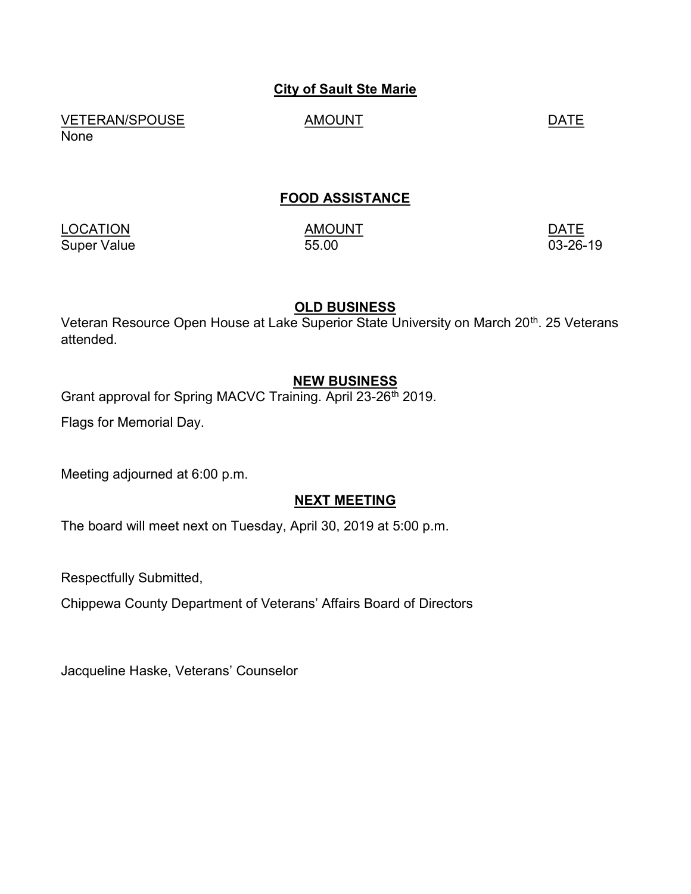## City of Sault Ste Marie

| VETERAN/SPOUSE | AMOUNT | DATE |
|---|---|---|
| None | | |

## FOOD ASSISTANCE

| LOCATION | AMOUNT | DATE |
|---|---|---|
| Super Value | 55.00 | 03-26-19 |

## OLD BUSINESS

Veteran Resource Open House at Lake Superior State University on March 20th. 25 Veterans attended.

## NEW BUSINESS

Grant approval for Spring MACVC Training. April 23-26th 2019.

Flags for Memorial Day.

Meeting adjourned at 6:00 p.m.

## NEXT MEETING

The board will meet next on Tuesday, April 30, 2019 at 5:00 p.m.

Respectfully Submitted,

Chippewa County Department of Veterans' Affairs Board of Directors

Jacqueline Haske, Veterans' Counselor